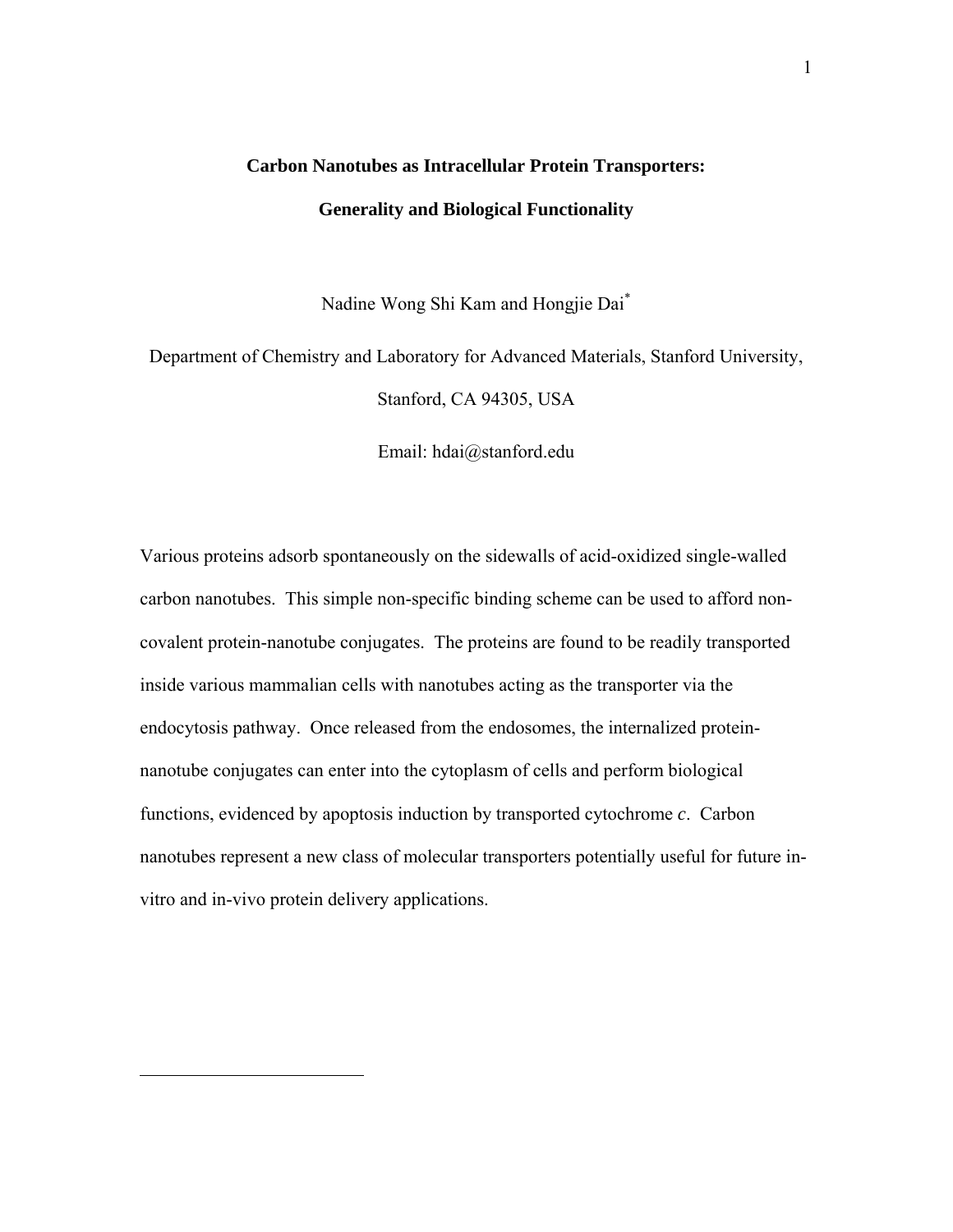# Carbon Nanotubes as Intracellular Protein Transporters: Generality and Biological Functionality

Nadine Wong Shi Kam and Hongjie Dai*

Department of Chemistry and Laboratory for Advanced Materials, Stanford University, Stanford, CA 94305, USA

Email: hdai@stanford.edu

Various proteins adsorb spontaneously on the sidewalls of acid-oxidized single-walled carbon nanotubes. This simple non-specific binding scheme can be used to afford non-covalent protein-nanotube conjugates. The proteins are found to be readily transported inside various mammalian cells with nanotubes acting as the transporter via the endocytosis pathway. Once released from the endosomes, the internalized protein-nanotube conjugates can enter into the cytoplasm of cells and perform biological functions, evidenced by apoptosis induction by transported cytochrome *c*. Carbon nanotubes represent a new class of molecular transporters potentially useful for future in-vitro and in-vivo protein delivery applications.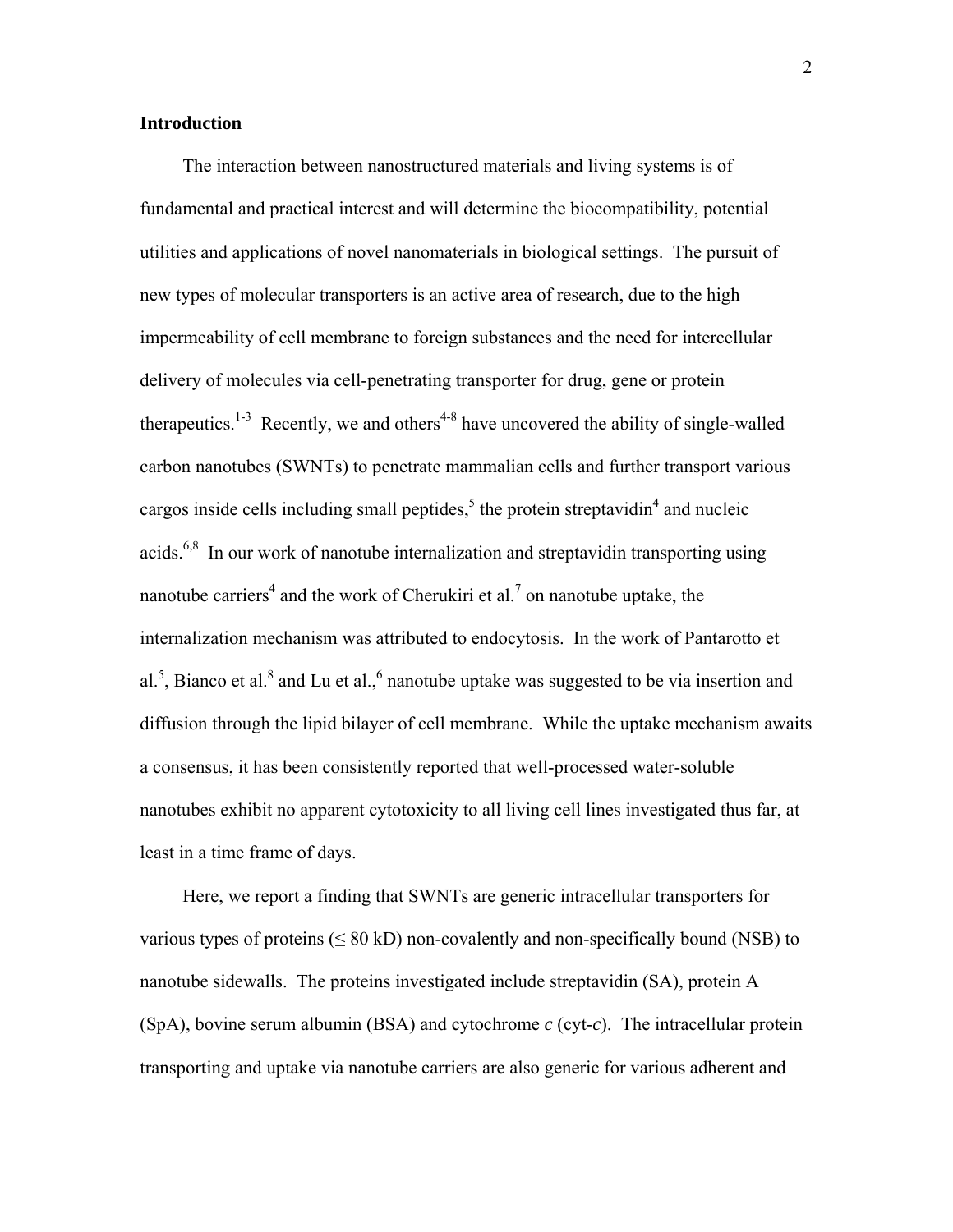## Introduction

The interaction between nanostructured materials and living systems is of fundamental and practical interest and will determine the biocompatibility, potential utilities and applications of novel nanomaterials in biological settings. The pursuit of new types of molecular transporters is an active area of research, due to the high impermeability of cell membrane to foreign substances and the need for intercellular delivery of molecules via cell-penetrating transporter for drug, gene or protein therapeutics.[1-3] Recently, we and others[4-8] have uncovered the ability of single-walled carbon nanotubes (SWNTs) to penetrate mammalian cells and further transport various cargos inside cells including small peptides,[5] the protein streptavidin[4] and nucleic acids.[6,8] In our work of nanotube internalization and streptavidin transporting using nanotube carriers[4] and the work of Cherukiri et al.[7] on nanotube uptake, the internalization mechanism was attributed to endocytosis. In the work of Pantarotto et al.[5], Bianco et al.[8] and Lu et al.,[6] nanotube uptake was suggested to be via insertion and diffusion through the lipid bilayer of cell membrane. While the uptake mechanism awaits a consensus, it has been consistently reported that well-processed water-soluble nanotubes exhibit no apparent cytotoxicity to all living cell lines investigated thus far, at least in a time frame of days.

Here, we report a finding that SWNTs are generic intracellular transporters for various types of proteins ($\leq$ 80 kD) non-covalently and non-specifically bound (NSB) to nanotube sidewalls. The proteins investigated include streptavidin (SA), protein A (SpA), bovine serum albumin (BSA) and cytochrome *c* (cyt-*c*). The intracellular protein transporting and uptake via nanotube carriers are also generic for various adherent and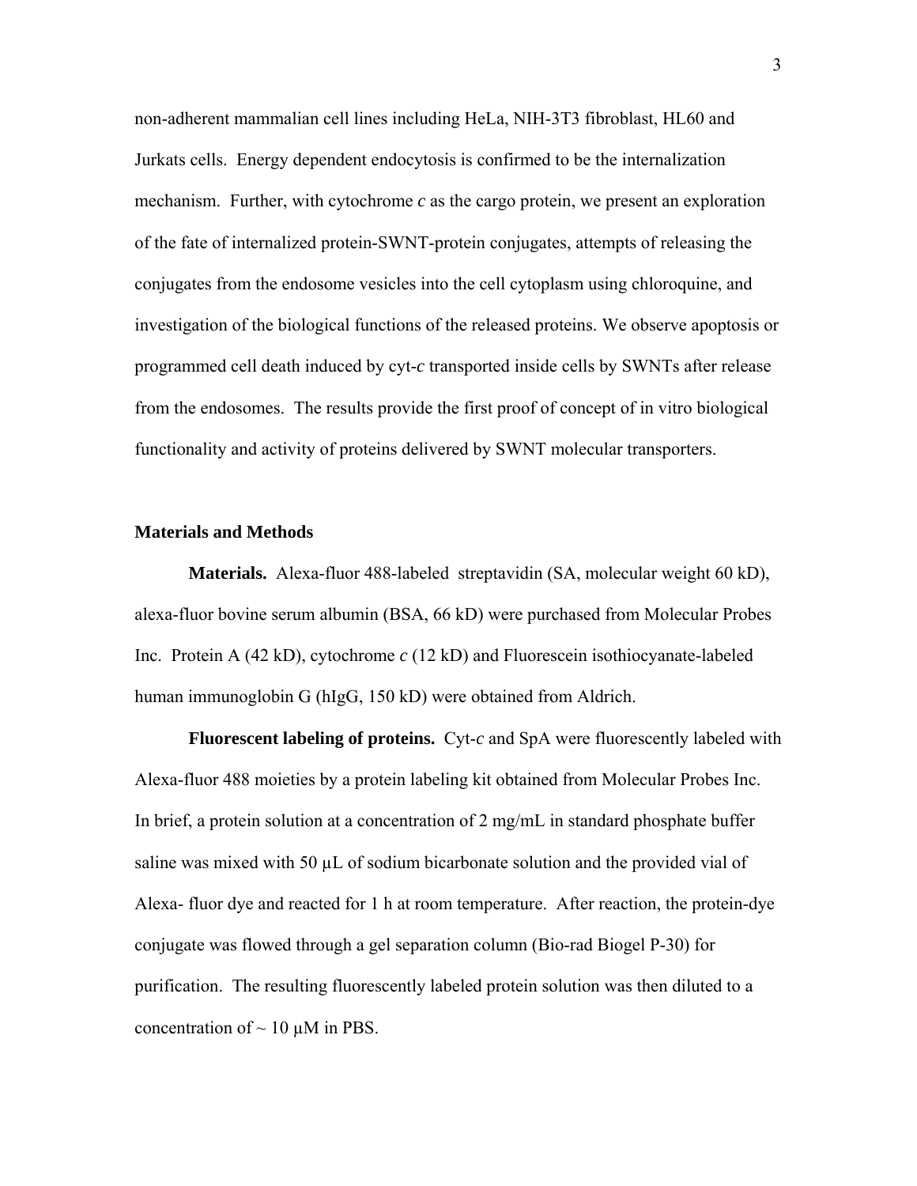non-adherent mammalian cell lines including HeLa, NIH-3T3 fibroblast, HL60 and Jurkats cells. Energy dependent endocytosis is confirmed to be the internalization mechanism. Further, with cytochrome *c* as the cargo protein, we present an exploration of the fate of internalized protein-SWNT-protein conjugates, attempts of releasing the conjugates from the endosome vesicles into the cell cytoplasm using chloroquine, and investigation of the biological functions of the released proteins. We observe apoptosis or programmed cell death induced by cyt-*c* transported inside cells by SWNTs after release from the endosomes. The results provide the first proof of concept of in vitro biological functionality and activity of proteins delivered by SWNT molecular transporters.

## Materials and Methods

**Materials.** Alexa-fluor 488-labeled streptavidin (SA, molecular weight 60 kD), alexa-fluor bovine serum albumin (BSA, 66 kD) were purchased from Molecular Probes Inc. Protein A (42 kD), cytochrome *c* (12 kD) and Fluorescein isothiocyanate-labeled human immunoglobin G (hIgG, 150 kD) were obtained from Aldrich.

**Fluorescent labeling of proteins.** Cyt-*c* and SpA were fluorescently labeled with Alexa-fluor 488 moieties by a protein labeling kit obtained from Molecular Probes Inc. In brief, a protein solution at a concentration of 2 mg/mL in standard phosphate buffer saline was mixed with 50 µL of sodium bicarbonate solution and the provided vial of Alexa- fluor dye and reacted for 1 h at room temperature. After reaction, the protein-dye conjugate was flowed through a gel separation column (Bio-rad Biogel P-30) for purification. The resulting fluorescently labeled protein solution was then diluted to a concentration of ~ 10 µM in PBS.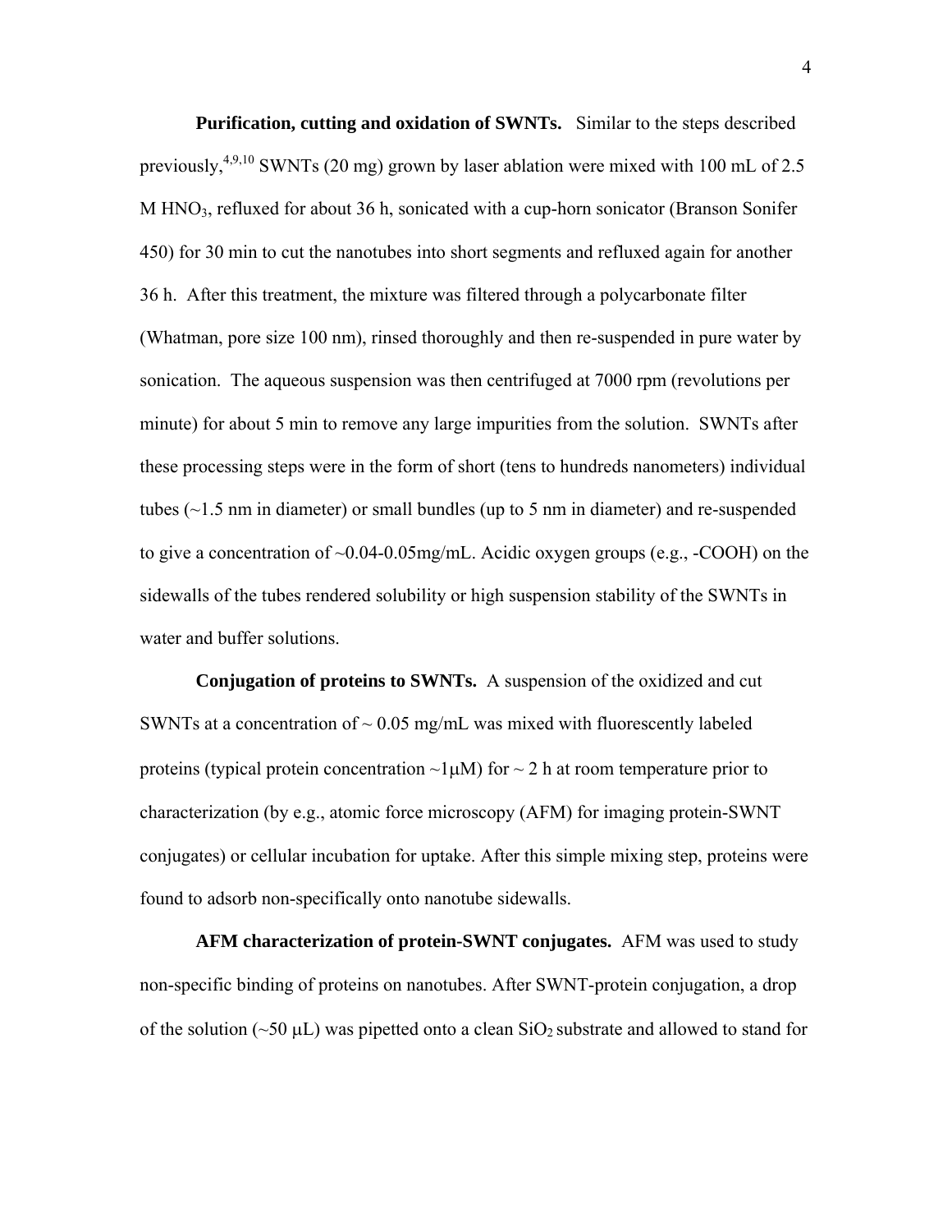**Purification, cutting and oxidation of SWNTs.** Similar to the steps described previously,[4,9,10] SWNTs (20 mg) grown by laser ablation were mixed with 100 mL of 2.5 M $HNO_3$, refluxed for about 36 h, sonicated with a cup-horn sonicator (Branson Sonifer 450) for 30 min to cut the nanotubes into short segments and refluxed again for another 36 h. After this treatment, the mixture was filtered through a polycarbonate filter (Whatman, pore size 100 nm), rinsed thoroughly and then re-suspended in pure water by sonication. The aqueous suspension was then centrifuged at 7000 rpm (revolutions per minute) for about 5 min to remove any large impurities from the solution. SWNTs after these processing steps were in the form of short (tens to hundreds nanometers) individual tubes (~1.5 nm in diameter) or small bundles (up to 5 nm in diameter) and re-suspended to give a concentration of ~0.04-0.05mg/mL. Acidic oxygen groups (e.g., -COOH) on the sidewalls of the tubes rendered solubility or high suspension stability of the SWNTs in water and buffer solutions.

**Conjugation of proteins to SWNTs.** A suspension of the oxidized and cut SWNTs at a concentration of ~ 0.05 mg/mL was mixed with fluorescently labeled proteins (typical protein concentration ~1μM) for ~ 2 h at room temperature prior to characterization (by e.g., atomic force microscopy (AFM) for imaging protein-SWNT conjugates) or cellular incubation for uptake. After this simple mixing step, proteins were found to adsorb non-specifically onto nanotube sidewalls.

**AFM characterization of protein-SWNT conjugates.** AFM was used to study non-specific binding of proteins on nanotubes. After SWNT-protein conjugation, a drop of the solution (~50 μL) was pipetted onto a clean $SiO_2$ substrate and allowed to stand for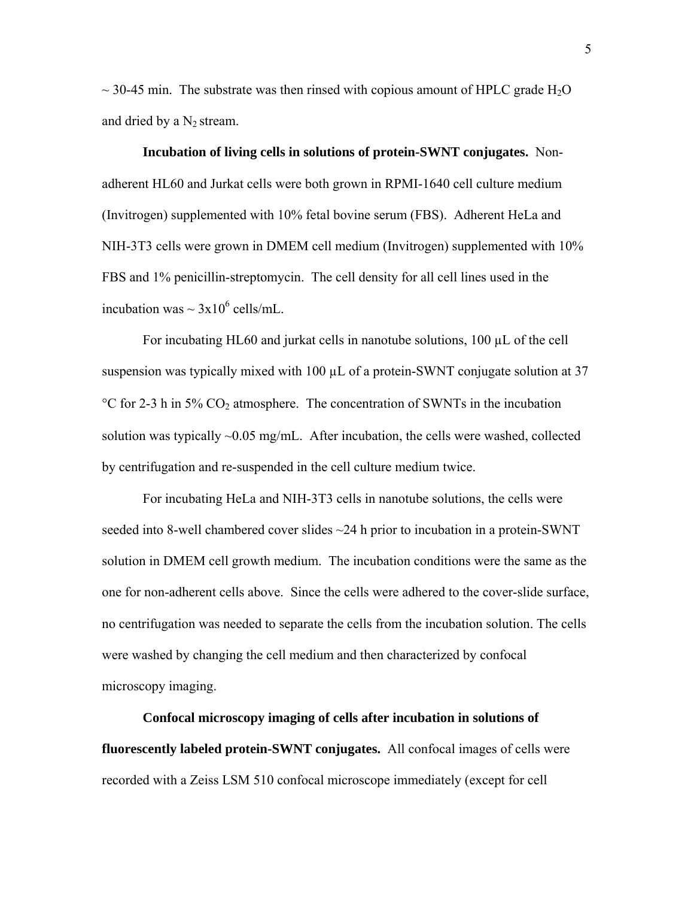~ 30-45 min. The substrate was then rinsed with copious amount of HPLC grade $H_2O$ and dried by a $N_2$ stream.

**Incubation of living cells in solutions of protein-SWNT conjugates.** Non-adherent HL60 and Jurkat cells were both grown in RPMI-1640 cell culture medium (Invitrogen) supplemented with 10% fetal bovine serum (FBS). Adherent HeLa and NIH-3T3 cells were grown in DMEM cell medium (Invitrogen) supplemented with 10% FBS and 1% penicillin-streptomycin. The cell density for all cell lines used in the incubation was ~ $3x10^6$ cells/mL.

For incubating HL60 and jurkat cells in nanotube solutions, 100 μL of the cell suspension was typically mixed with 100 μL of a protein-SWNT conjugate solution at 37 °C for 2-3 h in 5% $CO_2$ atmosphere. The concentration of SWNTs in the incubation solution was typically ~0.05 mg/mL. After incubation, the cells were washed, collected by centrifugation and re-suspended in the cell culture medium twice.

For incubating HeLa and NIH-3T3 cells in nanotube solutions, the cells were seeded into 8-well chambered cover slides ~24 h prior to incubation in a protein-SWNT solution in DMEM cell growth medium. The incubation conditions were the same as the one for non-adherent cells above. Since the cells were adhered to the cover-slide surface, no centrifugation was needed to separate the cells from the incubation solution. The cells were washed by changing the cell medium and then characterized by confocal microscopy imaging.

**Confocal microscopy imaging of cells after incubation in solutions of fluorescently labeled protein-SWNT conjugates.** All confocal images of cells were recorded with a Zeiss LSM 510 confocal microscope immediately (except for cell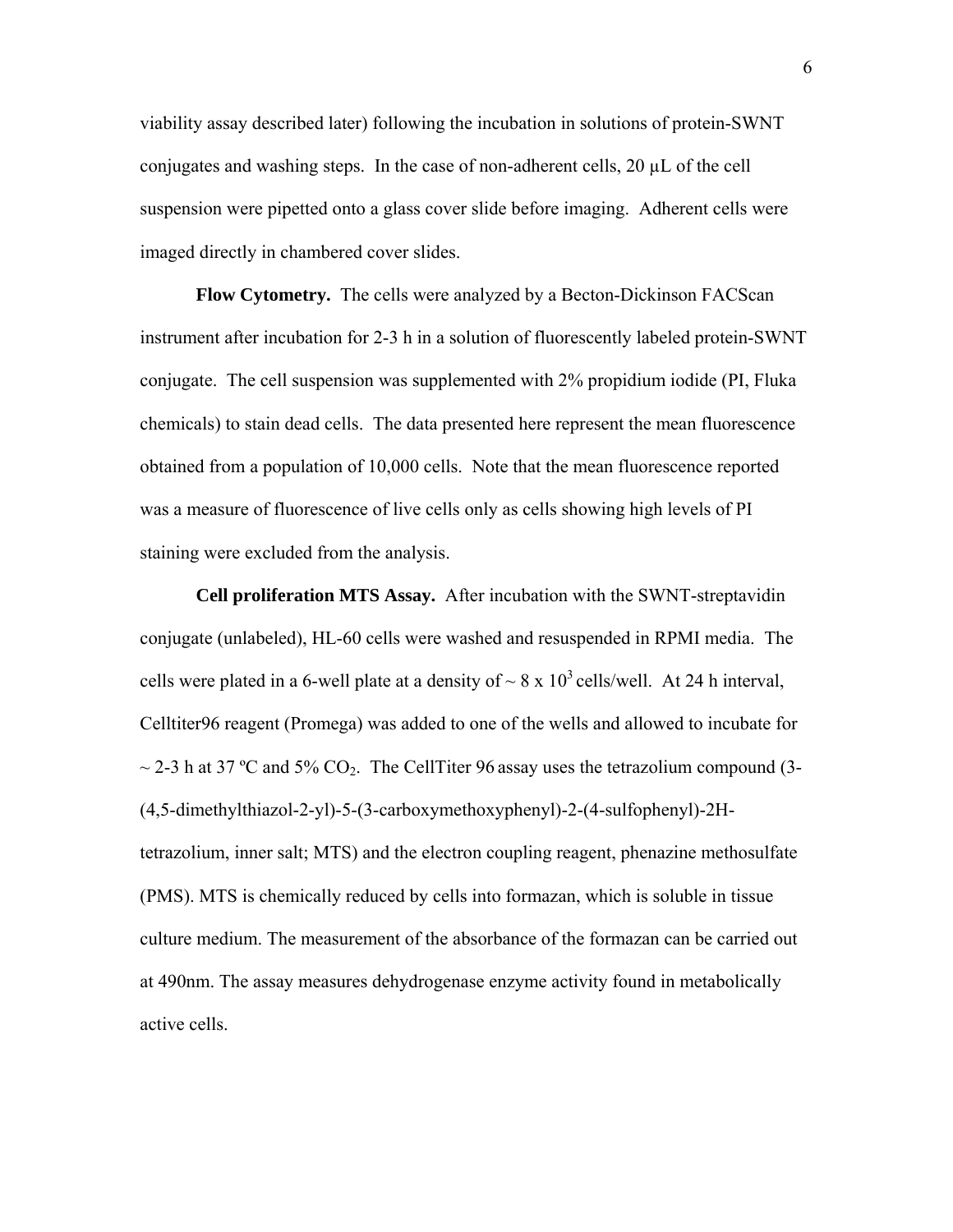viability assay described later) following the incubation in solutions of protein-SWNT conjugates and washing steps. In the case of non-adherent cells, 20 μL of the cell suspension were pipetted onto a glass cover slide before imaging. Adherent cells were imaged directly in chambered cover slides.

**Flow Cytometry.** The cells were analyzed by a Becton-Dickinson FACScan instrument after incubation for 2-3 h in a solution of fluorescently labeled protein-SWNT conjugate. The cell suspension was supplemented with 2% propidium iodide (PI, Fluka chemicals) to stain dead cells. The data presented here represent the mean fluorescence obtained from a population of 10,000 cells. Note that the mean fluorescence reported was a measure of fluorescence of live cells only as cells showing high levels of PI staining were excluded from the analysis.

**Cell proliferation MTS Assay.** After incubation with the SWNT-streptavidin conjugate (unlabeled), HL-60 cells were washed and resuspended in RPMI media. The cells were plated in a 6-well plate at a density of ~ $8 \times 10^3$ cells/well. At 24 h interval, Celltiter96 reagent (Promega) was added to one of the wells and allowed to incubate for ~ 2-3 h at 37 ºC and 5% $CO_2$. The CellTiter 96 assay uses the tetrazolium compound (3-(4,5-dimethylthiazol-2-yl)-5-(3-carboxymethoxyphenyl)-2-(4-sulfophenyl)-2H-tetrazolium, inner salt; MTS) and the electron coupling reagent, phenazine methosulfate (PMS). MTS is chemically reduced by cells into formazan, which is soluble in tissue culture medium. The measurement of the absorbance of the formazan can be carried out at 490nm. The assay measures dehydrogenase enzyme activity found in metabolically active cells.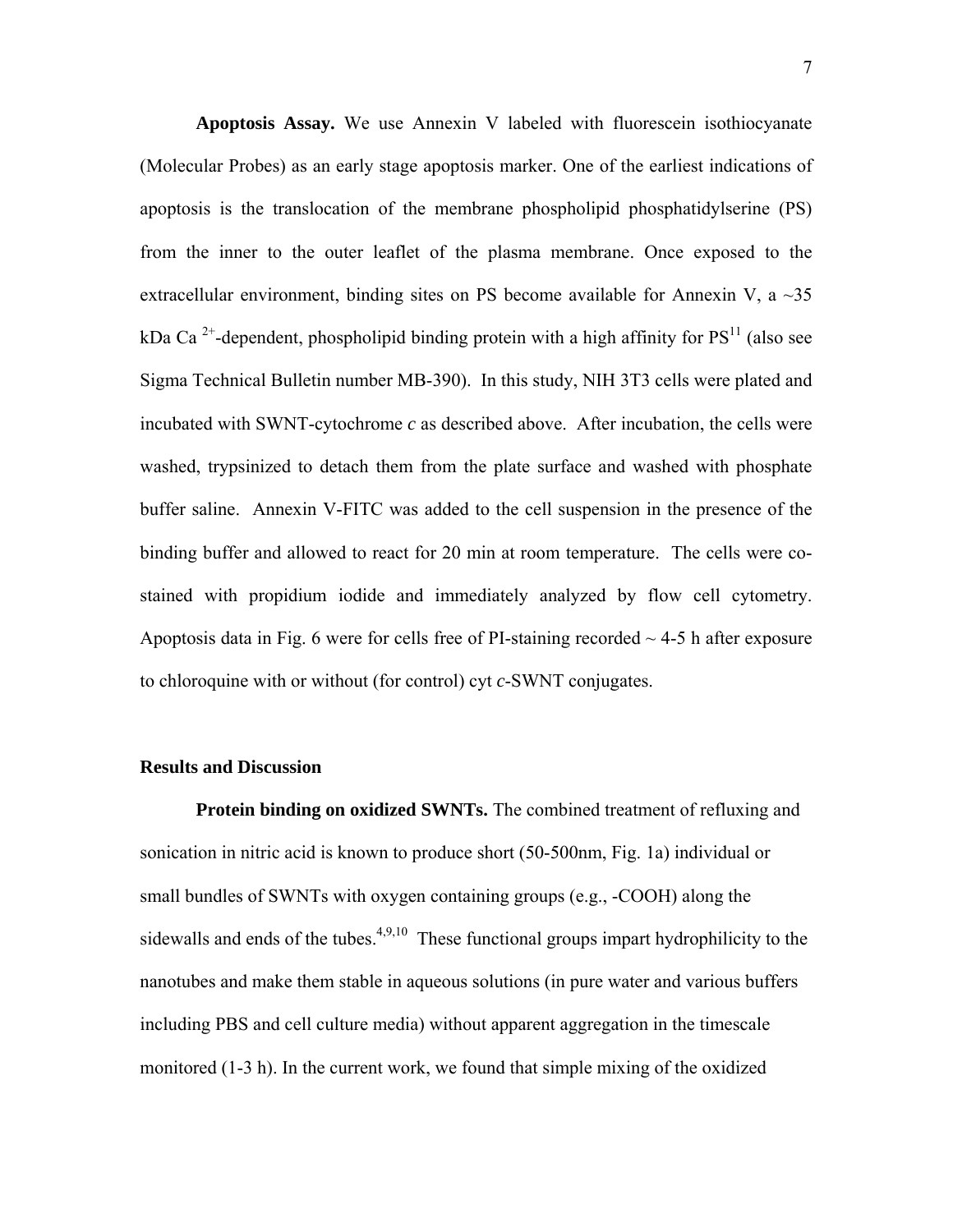**Apoptosis Assay.** We use Annexin V labeled with fluorescein isothiocyanate (Molecular Probes) as an early stage apoptosis marker. One of the earliest indications of apoptosis is the translocation of the membrane phospholipid phosphatidylserine (PS) from the inner to the outer leaflet of the plasma membrane. Once exposed to the extracellular environment, binding sites on PS become available for Annexin V, a ~35 kDa $Ca^{2+}$-dependent, phospholipid binding protein with a high affinity for PS[11] (also see Sigma Technical Bulletin number MB-390). In this study, NIH 3T3 cells were plated and incubated with SWNT-cytochrome *c* as described above. After incubation, the cells were washed, trypsinized to detach them from the plate surface and washed with phosphate buffer saline. Annexin V-FITC was added to the cell suspension in the presence of the binding buffer and allowed to react for 20 min at room temperature. The cells were co-stained with propidium iodide and immediately analyzed by flow cell cytometry. Apoptosis data in Fig. 6 were for cells free of PI-staining recorded ~ 4-5 h after exposure to chloroquine with or without (for control) cyt *c*-SWNT conjugates.

## Results and Discussion

**Protein binding on oxidized SWNTs.** The combined treatment of refluxing and sonication in nitric acid is known to produce short (50-500nm, Fig. 1a) individual or small bundles of SWNTs with oxygen containing groups (e.g., -COOH) along the sidewalls and ends of the tubes.[4,9,10] These functional groups impart hydrophilicity to the nanotubes and make them stable in aqueous solutions (in pure water and various buffers including PBS and cell culture media) without apparent aggregation in the timescale monitored (1-3 h). In the current work, we found that simple mixing of the oxidized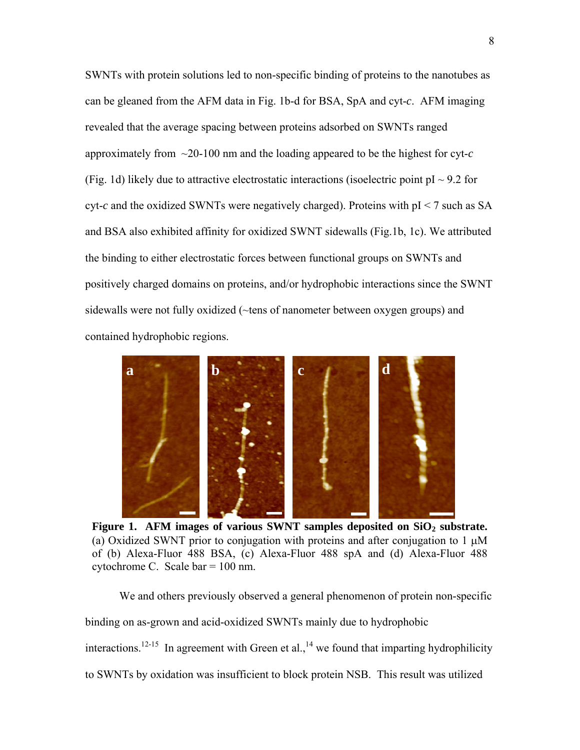SWNTs with protein solutions led to non-specific binding of proteins to the nanotubes as can be gleaned from the AFM data in Fig. 1b-d for BSA, SpA and cyt-*c*. AFM imaging revealed that the average spacing between proteins adsorbed on SWNTs ranged approximately from ~20-100 nm and the loading appeared to be the highest for cyt-*c* (Fig. 1d) likely due to attractive electrostatic interactions (isoelectric point pI ~ 9.2 for cyt-*c* and the oxidized SWNTs were negatively charged). Proteins with pI < 7 such as SA and BSA also exhibited affinity for oxidized SWNT sidewalls (Fig.1b, 1c). We attributed the binding to either electrostatic forces between functional groups on SWNTs and positively charged domains on proteins, and/or hydrophobic interactions since the SWNT sidewalls were not fully oxidized (~tens of nanometer between oxygen groups) and contained hydrophobic regions.

**Figure 1. AFM images of various SWNT samples deposited on $SiO_2$ substrate.** (a) Oxidized SWNT prior to conjugation with proteins and after conjugation to 1 μM of (b) Alexa-Fluor 488 BSA, (c) Alexa-Fluor 488 spA and (d) Alexa-Fluor 488 cytochrome C. Scale bar = 100 nm.

We and others previously observed a general phenomenon of protein non-specific binding on as-grown and acid-oxidized SWNTs mainly due to hydrophobic interactions.[12-15] In agreement with Green et al.,[14] we found that imparting hydrophilicity to SWNTs by oxidation was insufficient to block protein NSB. This result was utilized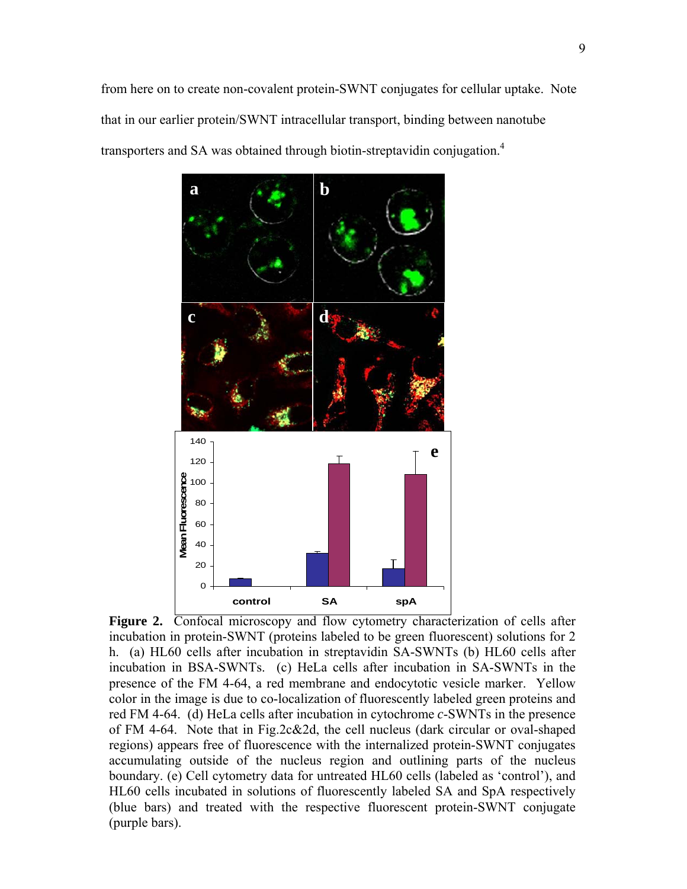from here on to create non-covalent protein-SWNT conjugates for cellular uptake. Note that in our earlier protein/SWNT intracellular transport, binding between nanotube transporters and SA was obtained through biotin-streptavidin conjugation.[4]

**Figure 2.** Confocal microscopy and flow cytometry characterization of cells after incubation in protein-SWNT (proteins labeled to be green fluorescent) solutions for 2 h. (a) HL60 cells after incubation in streptavidin SA-SWNTs (b) HL60 cells after incubation in BSA-SWNTs. (c) HeLa cells after incubation in SA-SWNTs in the presence of the FM 4-64, a red membrane and endocytotic vesicle marker. Yellow color in the image is due to co-localization of fluorescently labeled green proteins and red FM 4-64. (d) HeLa cells after incubation in cytochrome *c*-SWNTs in the presence of FM 4-64. Note that in Fig.2c&2d, the cell nucleus (dark circular or oval-shaped regions) appears free of fluorescence with the internalized protein-SWNT conjugates accumulating outside of the nucleus region and outlining parts of the nucleus boundary. (e) Cell cytometry data for untreated HL60 cells (labeled as 'control'), and HL60 cells incubated in solutions of fluorescently labeled SA and SpA respectively (blue bars) and treated with the respective fluorescent protein-SWNT conjugate (purple bars).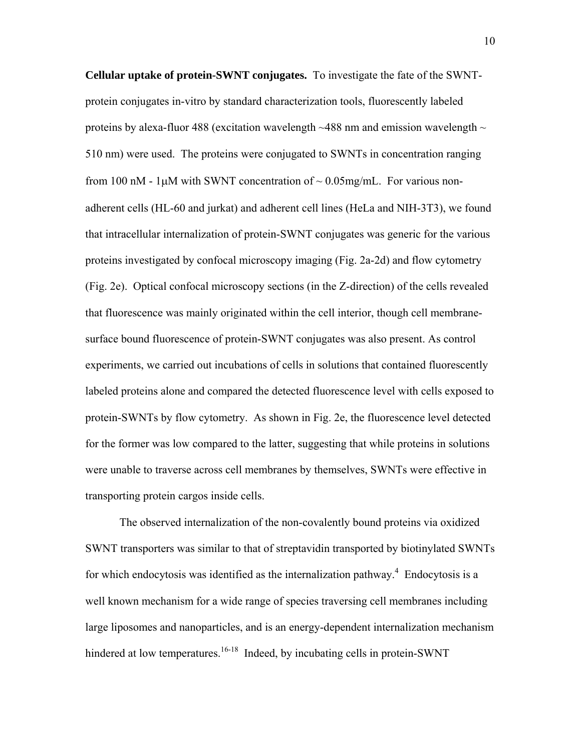**Cellular uptake of protein-SWNT conjugates.** To investigate the fate of the SWNT-protein conjugates in-vitro by standard characterization tools, fluorescently labeled proteins by alexa-fluor 488 (excitation wavelength ~488 nm and emission wavelength ~ 510 nm) were used. The proteins were conjugated to SWNTs in concentration ranging from 100 nM - 1μM with SWNT concentration of ~ 0.05mg/mL. For various non-adherent cells (HL-60 and jurkat) and adherent cell lines (HeLa and NIH-3T3), we found that intracellular internalization of protein-SWNT conjugates was generic for the various proteins investigated by confocal microscopy imaging (Fig. 2a-2d) and flow cytometry (Fig. 2e). Optical confocal microscopy sections (in the Z-direction) of the cells revealed that fluorescence was mainly originated within the cell interior, though cell membrane-surface bound fluorescence of protein-SWNT conjugates was also present. As control experiments, we carried out incubations of cells in solutions that contained fluorescently labeled proteins alone and compared the detected fluorescence level with cells exposed to protein-SWNTs by flow cytometry. As shown in Fig. 2e, the fluorescence level detected for the former was low compared to the latter, suggesting that while proteins in solutions were unable to traverse across cell membranes by themselves, SWNTs were effective in transporting protein cargos inside cells.

The observed internalization of the non-covalently bound proteins via oxidized SWNT transporters was similar to that of streptavidin transported by biotinylated SWNTs for which endocytosis was identified as the internalization pathway.[4] Endocytosis is a well known mechanism for a wide range of species traversing cell membranes including large liposomes and nanoparticles, and is an energy-dependent internalization mechanism hindered at low temperatures.[16-18] Indeed, by incubating cells in protein-SWNT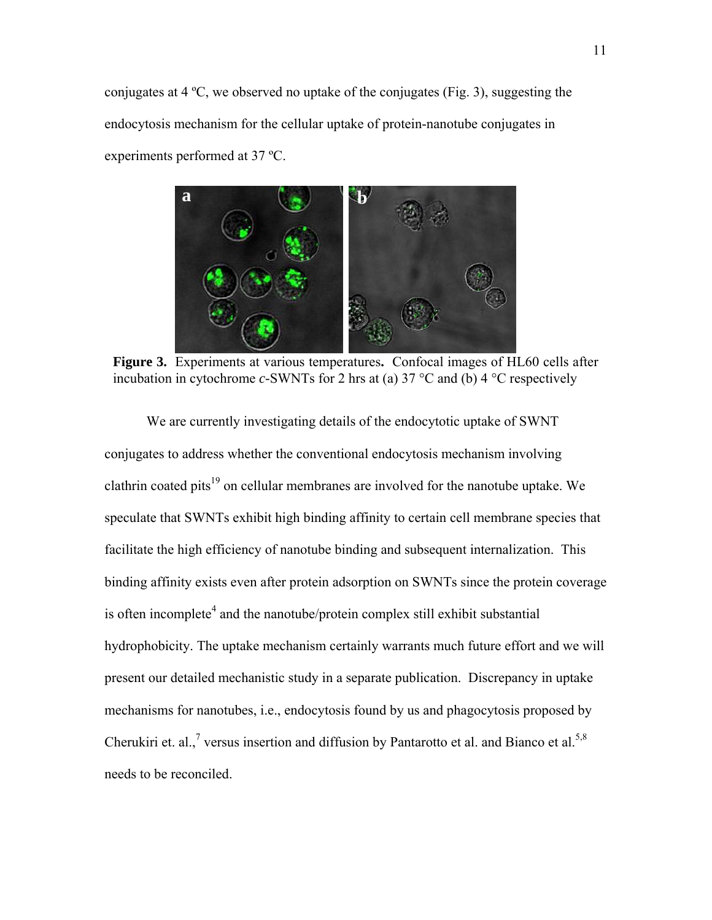conjugates at 4 ºC, we observed no uptake of the conjugates (Fig. 3), suggesting the endocytosis mechanism for the cellular uptake of protein-nanotube conjugates in experiments performed at 37 ºC.

**Figure 3.** Experiments at various temperatures**.** Confocal images of HL60 cells after incubation in cytochrome *c*-SWNTs for 2 hrs at (a) 37 °C and (b) 4 °C respectively

We are currently investigating details of the endocytotic uptake of SWNT conjugates to address whether the conventional endocytosis mechanism involving clathrin coated pits[19] on cellular membranes are involved for the nanotube uptake. We speculate that SWNTs exhibit high binding affinity to certain cell membrane species that facilitate the high efficiency of nanotube binding and subsequent internalization. This binding affinity exists even after protein adsorption on SWNTs since the protein coverage is often incomplete[4] and the nanotube/protein complex still exhibit substantial hydrophobicity. The uptake mechanism certainly warrants much future effort and we will present our detailed mechanistic study in a separate publication. Discrepancy in uptake mechanisms for nanotubes, i.e., endocytosis found by us and phagocytosis proposed by Cherukiri et. al.,[7] versus insertion and diffusion by Pantarotto et al. and Bianco et al.[5,8] needs to be reconciled.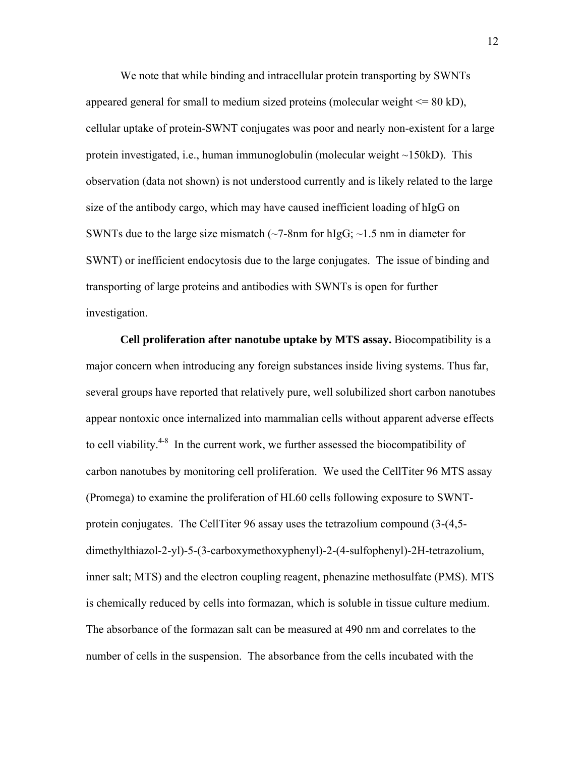We note that while binding and intracellular protein transporting by SWNTs appeared general for small to medium sized proteins (molecular weight <= 80 kD), cellular uptake of protein-SWNT conjugates was poor and nearly non-existent for a large protein investigated, i.e., human immunoglobulin (molecular weight ~150kD). This observation (data not shown) is not understood currently and is likely related to the large size of the antibody cargo, which may have caused inefficient loading of hIgG on SWNTs due to the large size mismatch (~7-8nm for hIgG; ~1.5 nm in diameter for SWNT) or inefficient endocytosis due to the large conjugates. The issue of binding and transporting of large proteins and antibodies with SWNTs is open for further investigation.

**Cell proliferation after nanotube uptake by MTS assay.** Biocompatibility is a major concern when introducing any foreign substances inside living systems. Thus far, several groups have reported that relatively pure, well solubilized short carbon nanotubes appear nontoxic once internalized into mammalian cells without apparent adverse effects to cell viability.[4-8] In the current work, we further assessed the biocompatibility of carbon nanotubes by monitoring cell proliferation. We used the CellTiter 96 MTS assay (Promega) to examine the proliferation of HL60 cells following exposure to SWNT-protein conjugates. The CellTiter 96 assay uses the tetrazolium compound (3-(4,5-dimethylthiazol-2-yl)-5-(3-carboxymethoxyphenyl)-2-(4-sulfophenyl)-2H-tetrazolium, inner salt; MTS) and the electron coupling reagent, phenazine methosulfate (PMS). MTS is chemically reduced by cells into formazan, which is soluble in tissue culture medium. The absorbance of the formazan salt can be measured at 490 nm and correlates to the number of cells in the suspension. The absorbance from the cells incubated with the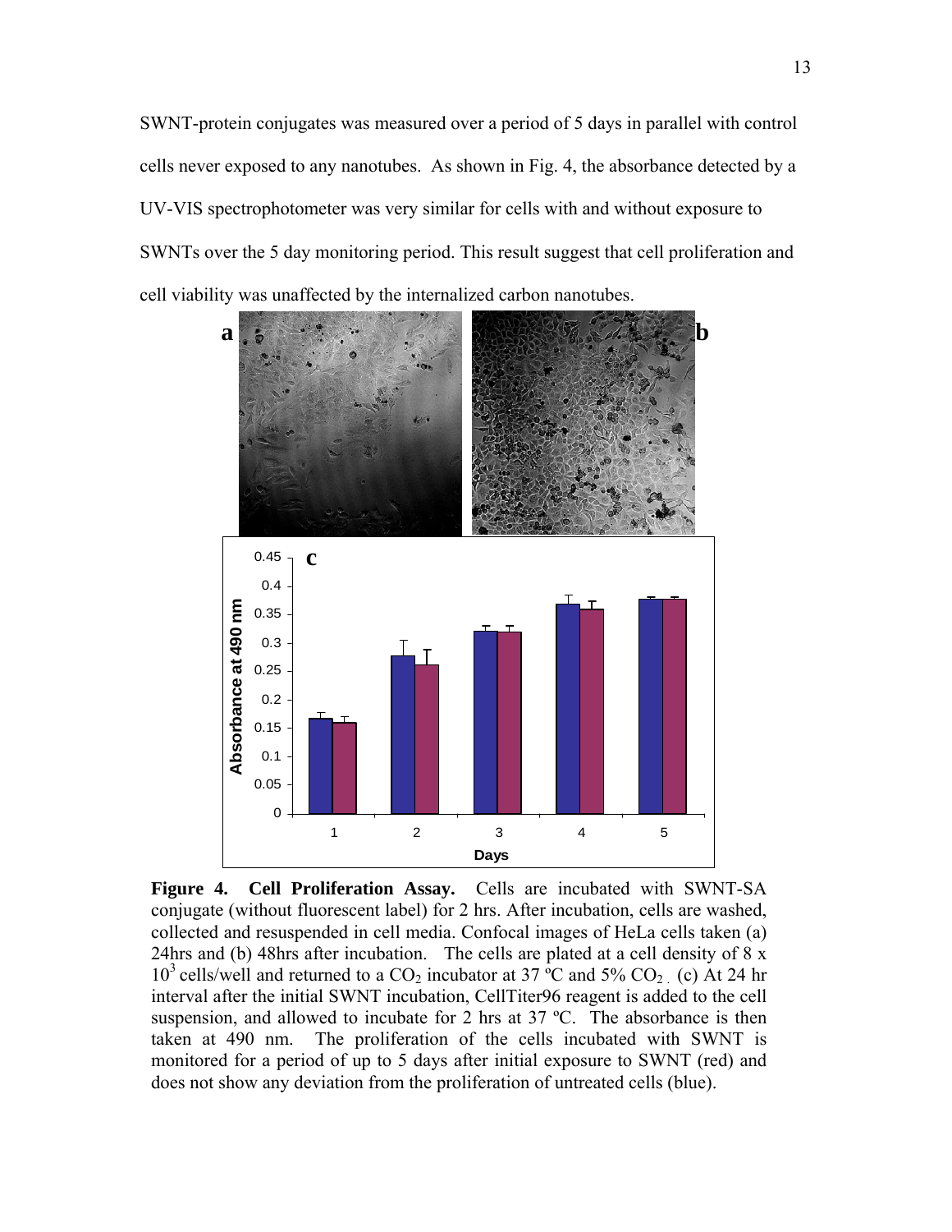SWNT-protein conjugates was measured over a period of 5 days in parallel with control cells never exposed to any nanotubes. As shown in Fig. 4, the absorbance detected by a UV-VIS spectrophotometer was very similar for cells with and without exposure to SWNTs over the 5 day monitoring period. This result suggest that cell proliferation and cell viability was unaffected by the internalized carbon nanotubes.

**Figure 4. Cell Proliferation Assay.** Cells are incubated with SWNT-SA conjugate (without fluorescent label) for 2 hrs. After incubation, cells are washed, collected and resuspended in cell media. Confocal images of HeLa cells taken (a) 24hrs and (b) 48hrs after incubation. The cells are plated at a cell density of 8 x $10^3$ cells/well and returned to a $CO_2$ incubator at 37 ºC and 5% $CO_2$. (c) At 24 hr interval after the initial SWNT incubation, CellTiter96 reagent is added to the cell suspension, and allowed to incubate for 2 hrs at 37 ºC. The absorbance is then taken at 490 nm. The proliferation of the cells incubated with SWNT is monitored for a period of up to 5 days after initial exposure to SWNT (red) and does not show any deviation from the proliferation of untreated cells (blue).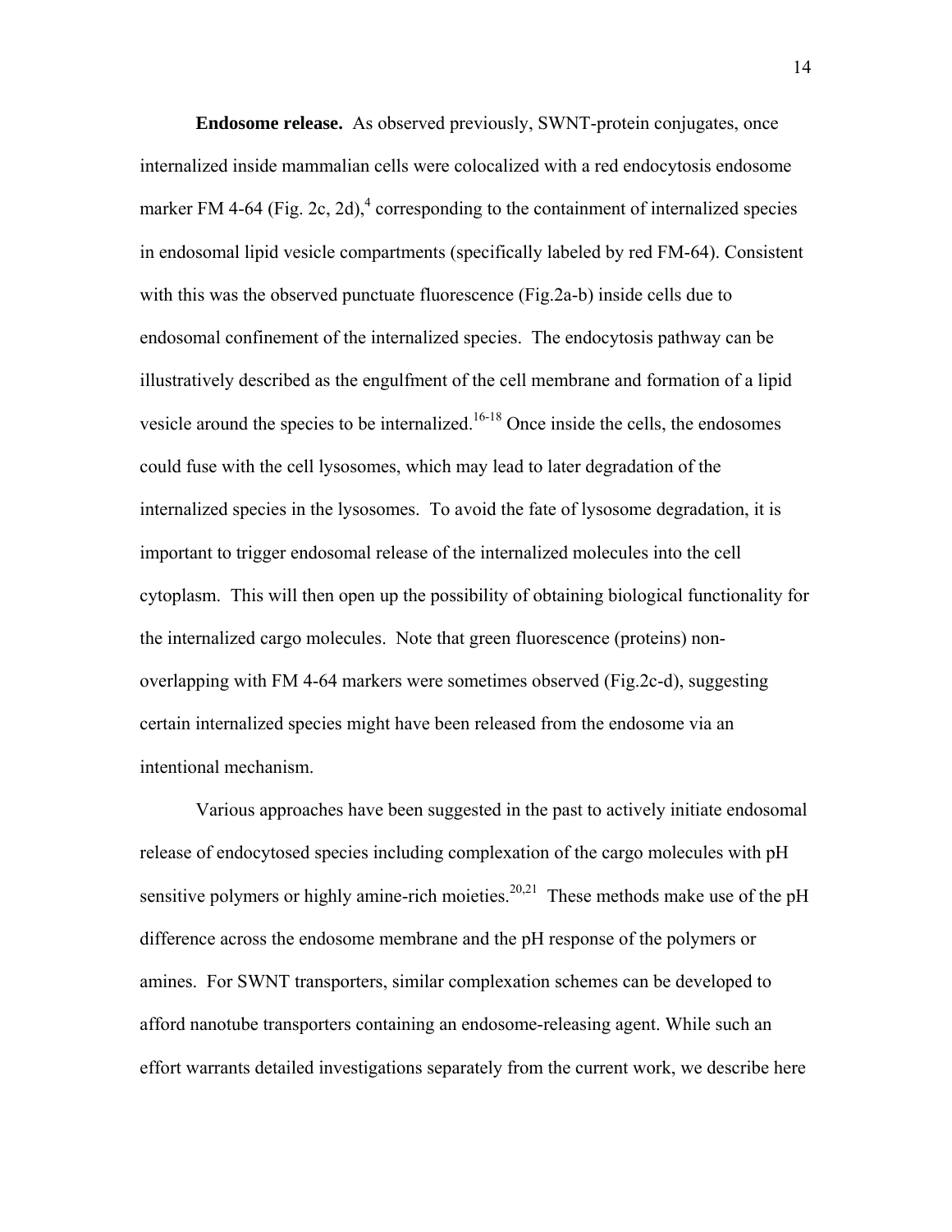**Endosome release.** As observed previously, SWNT-protein conjugates, once internalized inside mammalian cells were colocalized with a red endocytosis endosome marker FM 4-64 (Fig. 2c, 2d),[4] corresponding to the containment of internalized species in endosomal lipid vesicle compartments (specifically labeled by red FM-64). Consistent with this was the observed punctuate fluorescence (Fig.2a-b) inside cells due to endosomal confinement of the internalized species. The endocytosis pathway can be illustratively described as the engulfment of the cell membrane and formation of a lipid vesicle around the species to be internalized.[16-18] Once inside the cells, the endosomes could fuse with the cell lysosomes, which may lead to later degradation of the internalized species in the lysosomes. To avoid the fate of lysosome degradation, it is important to trigger endosomal release of the internalized molecules into the cell cytoplasm. This will then open up the possibility of obtaining biological functionality for the internalized cargo molecules. Note that green fluorescence (proteins) non-overlapping with FM 4-64 markers were sometimes observed (Fig.2c-d), suggesting certain internalized species might have been released from the endosome via an intentional mechanism.

Various approaches have been suggested in the past to actively initiate endosomal release of endocytosed species including complexation of the cargo molecules with pH sensitive polymers or highly amine-rich moieties.[20,21] These methods make use of the pH difference across the endosome membrane and the pH response of the polymers or amines. For SWNT transporters, similar complexation schemes can be developed to afford nanotube transporters containing an endosome-releasing agent. While such an effort warrants detailed investigations separately from the current work, we describe here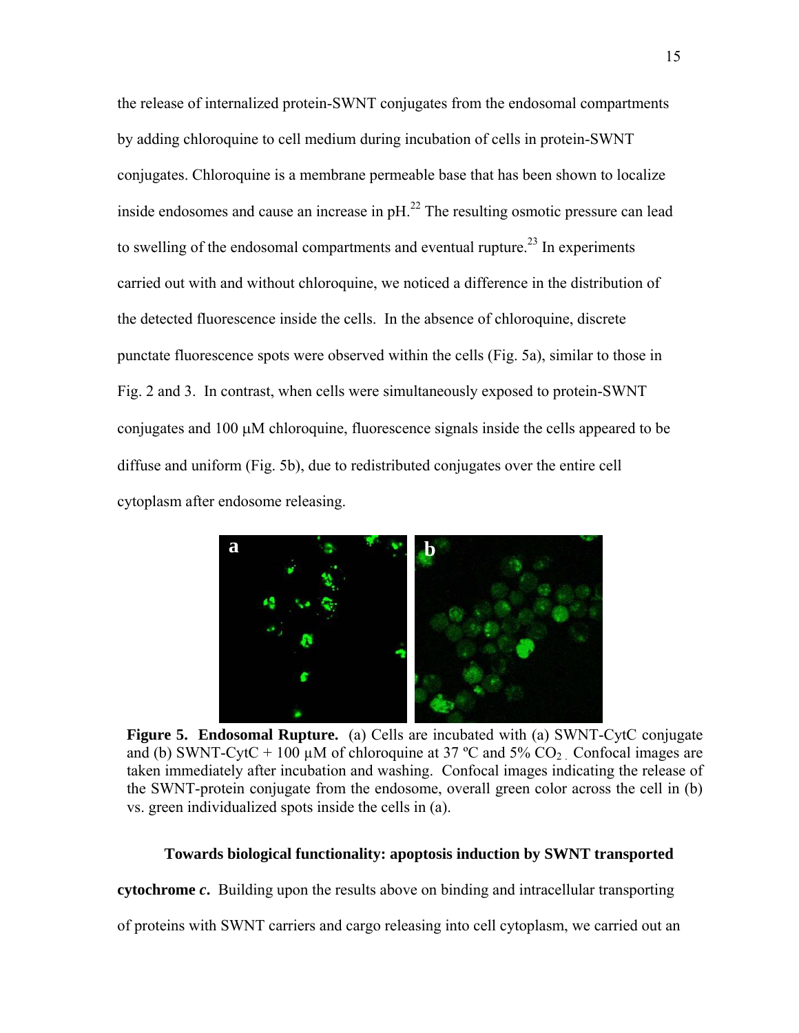the release of internalized protein-SWNT conjugates from the endosomal compartments by adding chloroquine to cell medium during incubation of cells in protein-SWNT conjugates. Chloroquine is a membrane permeable base that has been shown to localize inside endosomes and cause an increase in pH.[22] The resulting osmotic pressure can lead to swelling of the endosomal compartments and eventual rupture.[23] In experiments carried out with and without chloroquine, we noticed a difference in the distribution of the detected fluorescence inside the cells. In the absence of chloroquine, discrete punctate fluorescence spots were observed within the cells (Fig. 5a), similar to those in Fig. 2 and 3. In contrast, when cells were simultaneously exposed to protein-SWNT conjugates and 100 μM chloroquine, fluorescence signals inside the cells appeared to be diffuse and uniform (Fig. 5b), due to redistributed conjugates over the entire cell cytoplasm after endosome releasing.

**Figure 5. Endosomal Rupture.** (a) Cells are incubated with (a) SWNT-CytC conjugate and (b) SWNT-CytC + 100 μM of chloroquine at 37 ºC and 5% $CO_2$. Confocal images are taken immediately after incubation and washing. Confocal images indicating the release of the SWNT-protein conjugate from the endosome, overall green color across the cell in (b) vs. green individualized spots inside the cells in (a).

**Towards biological functionality: apoptosis induction by SWNT transported cytochrome *c*.** Building upon the results above on binding and intracellular transporting of proteins with SWNT carriers and cargo releasing into cell cytoplasm, we carried out an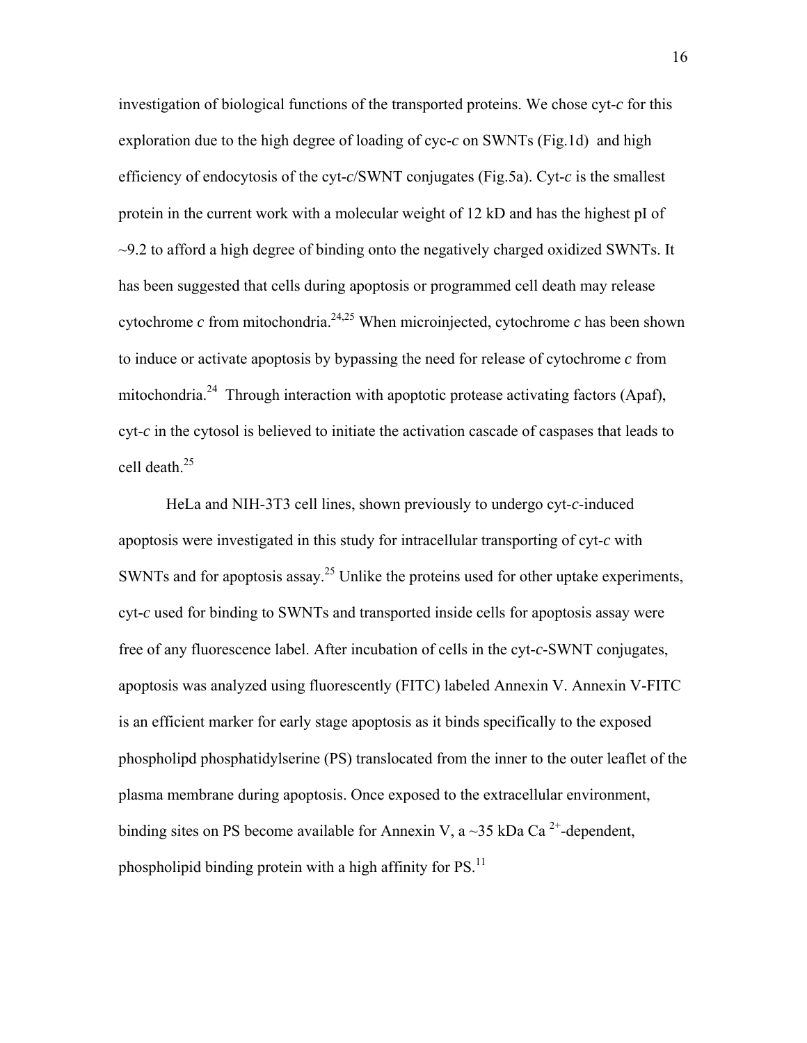investigation of biological functions of the transported proteins. We chose cyt-*c* for this exploration due to the high degree of loading of cyc-*c* on SWNTs (Fig.1d) and high efficiency of endocytosis of the cyt-*c*/SWNT conjugates (Fig.5a). Cyt-*c* is the smallest protein in the current work with a molecular weight of 12 kD and has the highest pI of ~9.2 to afford a high degree of binding onto the negatively charged oxidized SWNTs. It has been suggested that cells during apoptosis or programmed cell death may release cytochrome *c* from mitochondria.[24,25] When microinjected, cytochrome *c* has been shown to induce or activate apoptosis by bypassing the need for release of cytochrome *c* from mitochondria.[24] Through interaction with apoptotic protease activating factors (Apaf), cyt-*c* in the cytosol is believed to initiate the activation cascade of caspases that leads to cell death.[25]

HeLa and NIH-3T3 cell lines, shown previously to undergo cyt-*c*-induced apoptosis were investigated in this study for intracellular transporting of cyt-*c* with SWNTs and for apoptosis assay.[25] Unlike the proteins used for other uptake experiments, cyt-*c* used for binding to SWNTs and transported inside cells for apoptosis assay were free of any fluorescence label. After incubation of cells in the cyt-*c*-SWNT conjugates, apoptosis was analyzed using fluorescently (FITC) labeled Annexin V. Annexin V-FITC is an efficient marker for early stage apoptosis as it binds specifically to the exposed phospholipd phosphatidylserine (PS) translocated from the inner to the outer leaflet of the plasma membrane during apoptosis. Once exposed to the extracellular environment, binding sites on PS become available for Annexin V, a ~35 kDa $Ca^{2+}$-dependent, phospholipid binding protein with a high affinity for PS.[11]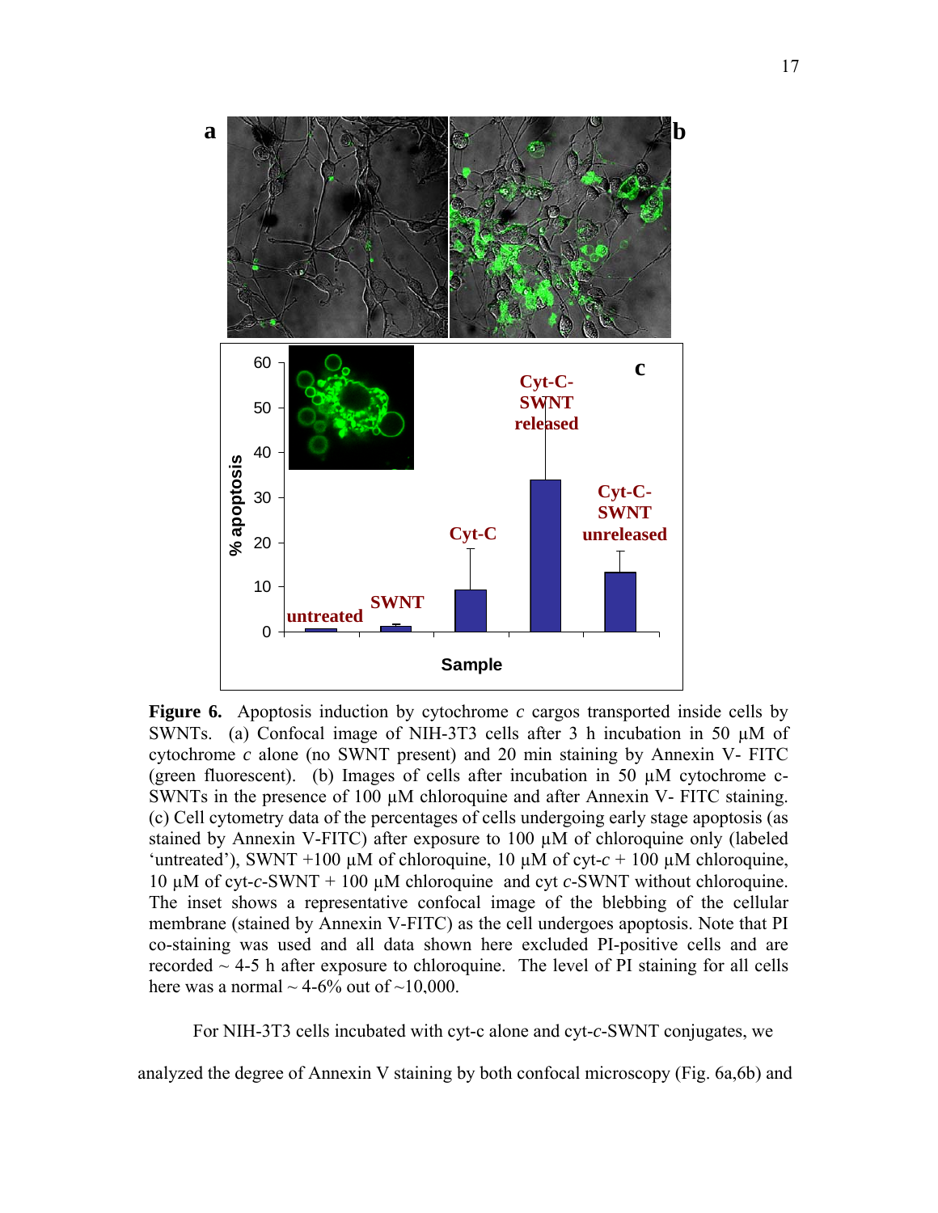**Figure 6.** Apoptosis induction by cytochrome *c* cargos transported inside cells by SWNTs. (a) Confocal image of NIH-3T3 cells after 3 h incubation in 50 µM of cytochrome *c* alone (no SWNT present) and 20 min staining by Annexin V- FITC (green fluorescent). (b) Images of cells after incubation in 50 µM cytochrome c-SWNTs in the presence of 100 µM chloroquine and after Annexin V- FITC staining. (c) Cell cytometry data of the percentages of cells undergoing early stage apoptosis (as stained by Annexin V-FITC) after exposure to 100 µM of chloroquine only (labeled 'untreated'), SWNT +100 µM of chloroquine, 10 µM of cyt-*c* + 100 µM chloroquine, 10 µM of cyt-*c*-SWNT + 100 µM chloroquine and cyt *c*-SWNT without chloroquine. The inset shows a representative confocal image of the blebbing of the cellular membrane (stained by Annexin V-FITC) as the cell undergoes apoptosis. Note that PI co-staining was used and all data shown here excluded PI-positive cells and are recorded ~ 4-5 h after exposure to chloroquine. The level of PI staining for all cells here was a normal ~ 4-6% out of ~10,000.

For NIH-3T3 cells incubated with cyt-c alone and cyt-*c*-SWNT conjugates, we analyzed the degree of Annexin V staining by both confocal microscopy (Fig. 6a,6b) and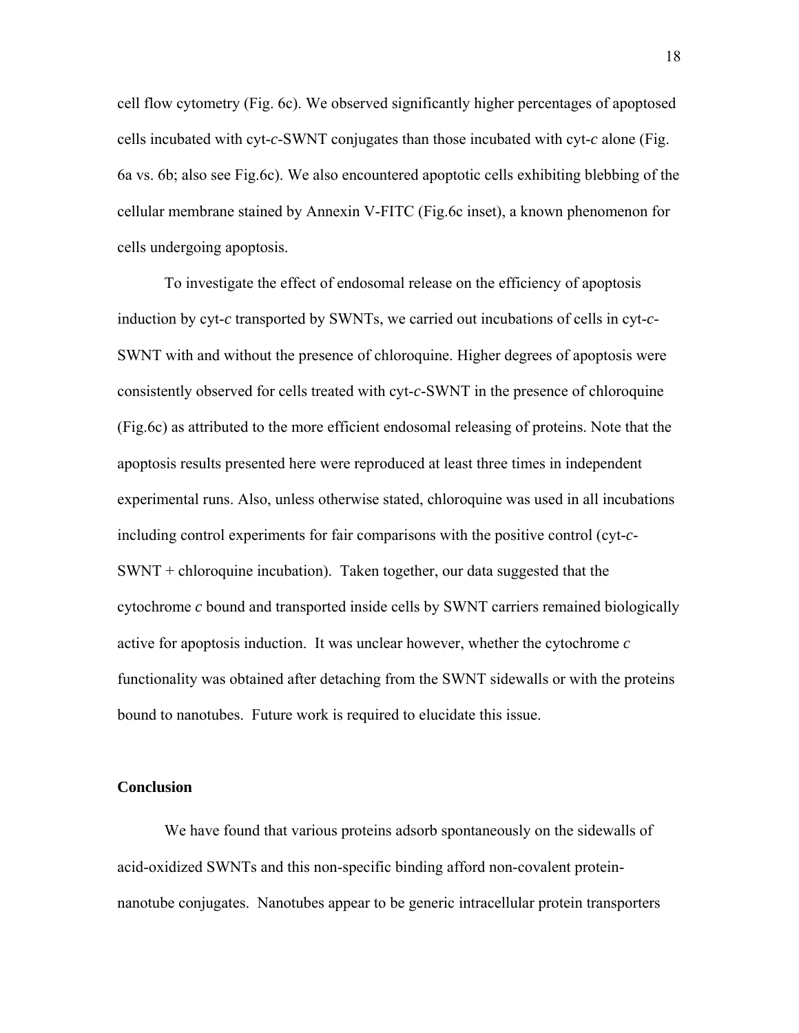cell flow cytometry (Fig. 6c). We observed significantly higher percentages of apoptosed cells incubated with cyt-*c*-SWNT conjugates than those incubated with cyt-*c* alone (Fig. 6a vs. 6b; also see Fig.6c). We also encountered apoptotic cells exhibiting blebbing of the cellular membrane stained by Annexin V-FITC (Fig.6c inset), a known phenomenon for cells undergoing apoptosis.

To investigate the effect of endosomal release on the efficiency of apoptosis induction by cyt-*c* transported by SWNTs, we carried out incubations of cells in cyt-*c*-SWNT with and without the presence of chloroquine. Higher degrees of apoptosis were consistently observed for cells treated with cyt-*c*-SWNT in the presence of chloroquine (Fig.6c) as attributed to the more efficient endosomal releasing of proteins. Note that the apoptosis results presented here were reproduced at least three times in independent experimental runs. Also, unless otherwise stated, chloroquine was used in all incubations including control experiments for fair comparisons with the positive control (cyt-*c*-SWNT + chloroquine incubation). Taken together, our data suggested that the cytochrome *c* bound and transported inside cells by SWNT carriers remained biologically active for apoptosis induction. It was unclear however, whether the cytochrome *c* functionality was obtained after detaching from the SWNT sidewalls or with the proteins bound to nanotubes. Future work is required to elucidate this issue.

## Conclusion

We have found that various proteins adsorb spontaneously on the sidewalls of acid-oxidized SWNTs and this non-specific binding afford non-covalent protein-nanotube conjugates. Nanotubes appear to be generic intracellular protein transporters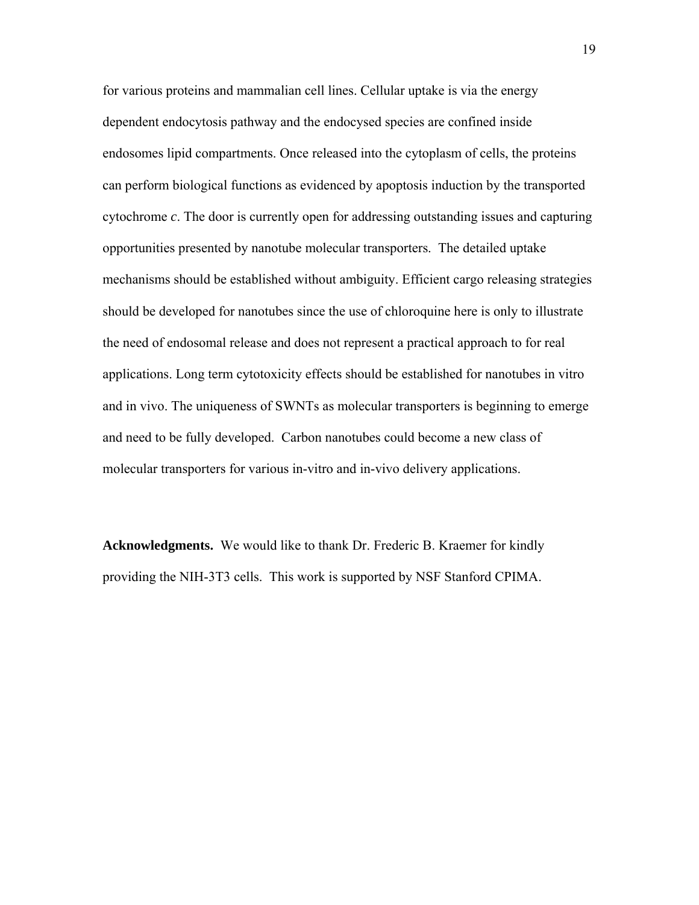for various proteins and mammalian cell lines. Cellular uptake is via the energy dependent endocytosis pathway and the endocysed species are confined inside endosomes lipid compartments. Once released into the cytoplasm of cells, the proteins can perform biological functions as evidenced by apoptosis induction by the transported cytochrome *c*. The door is currently open for addressing outstanding issues and capturing opportunities presented by nanotube molecular transporters. The detailed uptake mechanisms should be established without ambiguity. Efficient cargo releasing strategies should be developed for nanotubes since the use of chloroquine here is only to illustrate the need of endosomal release and does not represent a practical approach to for real applications. Long term cytotoxicity effects should be established for nanotubes in vitro and in vivo. The uniqueness of SWNTs as molecular transporters is beginning to emerge and need to be fully developed. Carbon nanotubes could become a new class of molecular transporters for various in-vitro and in-vivo delivery applications.

**Acknowledgments.** We would like to thank Dr. Frederic B. Kraemer for kindly providing the NIH-3T3 cells. This work is supported by NSF Stanford CPIMA.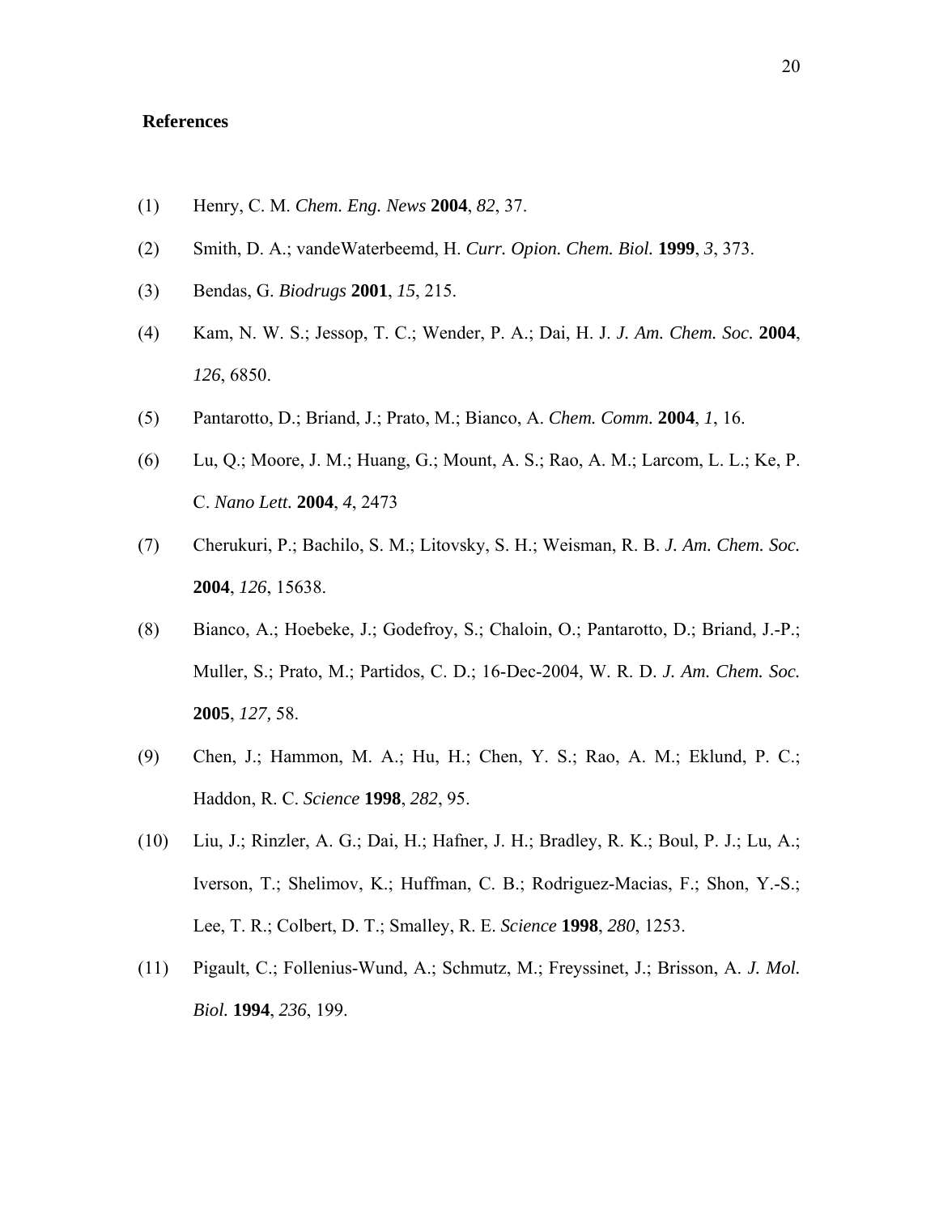**References**

(1) Henry, C. M. *Chem. Eng. News* **2004**, *82*, 37.

(2) Smith, D. A.; vandeWaterbeemd, H. *Curr. Opion. Chem. Biol.* **1999**, *3*, 373.

(3) Bendas, G. *Biodrugs* **2001**, *15*, 215.

(4) Kam, N. W. S.; Jessop, T. C.; Wender, P. A.; Dai, H. J. *J. Am. Chem. Soc.* **2004**, *126*, 6850.

(5) Pantarotto, D.; Briand, J.; Prato, M.; Bianco, A. *Chem. Comm.* **2004**, *1*, 16.

(6) Lu, Q.; Moore, J. M.; Huang, G.; Mount, A. S.; Rao, A. M.; Larcom, L. L.; Ke, P. C. *Nano Lett.* **2004**, *4*, 2473

(7) Cherukuri, P.; Bachilo, S. M.; Litovsky, S. H.; Weisman, R. B. *J. Am. Chem. Soc.* **2004**, *126*, 15638.

(8) Bianco, A.; Hoebeke, J.; Godefroy, S.; Chaloin, O.; Pantarotto, D.; Briand, J.-P.; Muller, S.; Prato, M.; Partidos, C. D.; 16-Dec-2004, W. R. D. *J. Am. Chem. Soc.* **2005**, *127,* 58.

(9) Chen, J.; Hammon, M. A.; Hu, H.; Chen, Y. S.; Rao, A. M.; Eklund, P. C.; Haddon, R. C. *Science* **1998**, *282*, 95.

(10) Liu, J.; Rinzler, A. G.; Dai, H.; Hafner, J. H.; Bradley, R. K.; Boul, P. J.; Lu, A.; Iverson, T.; Shelimov, K.; Huffman, C. B.; Rodriguez-Macias, F.; Shon, Y.-S.; Lee, T. R.; Colbert, D. T.; Smalley, R. E. *Science* **1998**, *280*, 1253.

(11) Pigault, C.; Follenius-Wund, A.; Schmutz, M.; Freyssinet, J.; Brisson, A. *J. Mol. Biol.* **1994**, *236*, 199.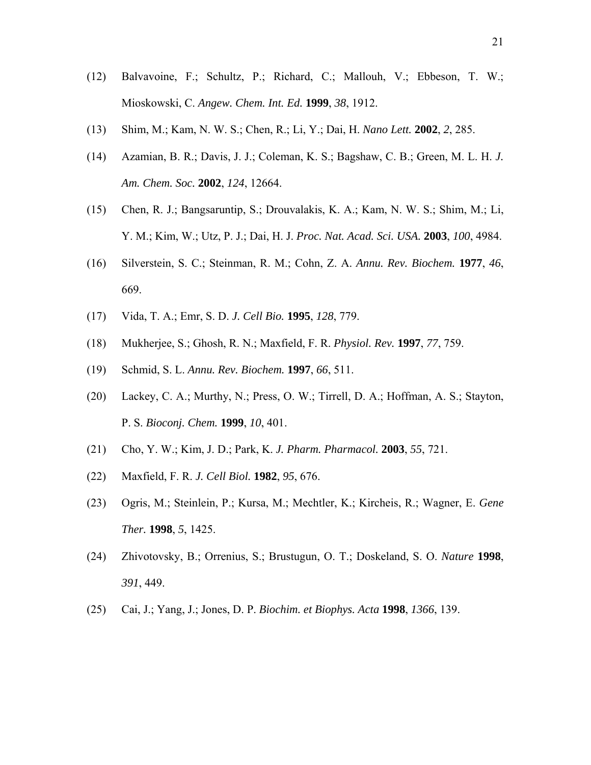(12) Balvavoine, F.; Schultz, P.; Richard, C.; Mallouh, V.; Ebbeson, T. W.; Mioskowski, C. *Angew. Chem. Int. Ed.* **1999**, *38*, 1912.

(13) Shim, M.; Kam, N. W. S.; Chen, R.; Li, Y.; Dai, H. *Nano Lett.* **2002**, *2*, 285.

(14) Azamian, B. R.; Davis, J. J.; Coleman, K. S.; Bagshaw, C. B.; Green, M. L. H. *J. Am. Chem. Soc.* **2002**, *124*, 12664.

(15) Chen, R. J.; Bangsaruntip, S.; Drouvalakis, K. A.; Kam, N. W. S.; Shim, M.; Li, Y. M.; Kim, W.; Utz, P. J.; Dai, H. J. *Proc. Nat. Acad. Sci. USA.* **2003**, *100*, 4984.

(16) Silverstein, S. C.; Steinman, R. M.; Cohn, Z. A. *Annu. Rev. Biochem.* **1977**, *46*, 669.

(17) Vida, T. A.; Emr, S. D. *J. Cell Bio.* **1995**, *128*, 779.

(18) Mukherjee, S.; Ghosh, R. N.; Maxfield, F. R. *Physiol. Rev.* **1997**, *77*, 759.

(19) Schmid, S. L. *Annu. Rev. Biochem.* **1997**, *66*, 511.

(20) Lackey, C. A.; Murthy, N.; Press, O. W.; Tirrell, D. A.; Hoffman, A. S.; Stayton, P. S. *Bioconj. Chem.* **1999**, *10*, 401.

(21) Cho, Y. W.; Kim, J. D.; Park, K. *J. Pharm. Pharmacol.* **2003**, *55*, 721.

(22) Maxfield, F. R. *J. Cell Biol.* **1982**, *95*, 676.

(23) Ogris, M.; Steinlein, P.; Kursa, M.; Mechtler, K.; Kircheis, R.; Wagner, E. *Gene Ther.* **1998**, *5*, 1425.

(24) Zhivotovsky, B.; Orrenius, S.; Brustugun, O. T.; Doskeland, S. O. *Nature* **1998**, *391*, 449.

(25) Cai, J.; Yang, J.; Jones, D. P. *Biochim. et Biophys. Acta* **1998**, *1366*, 139.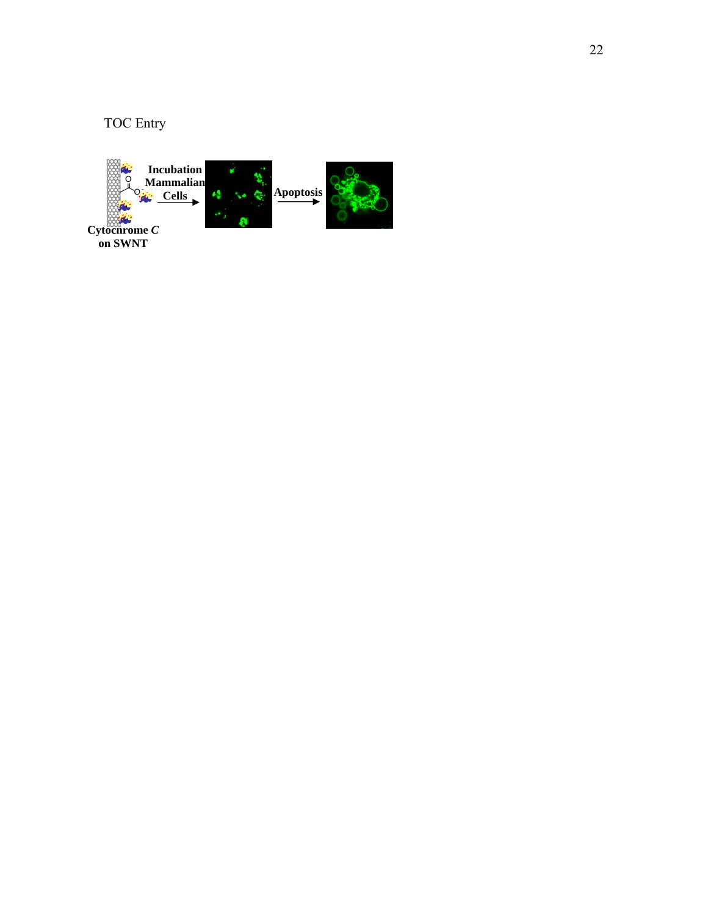TOC Entry

Incubation
Mammalian
Cells

Apoptosis

Cytochrome *C*
on SWNT